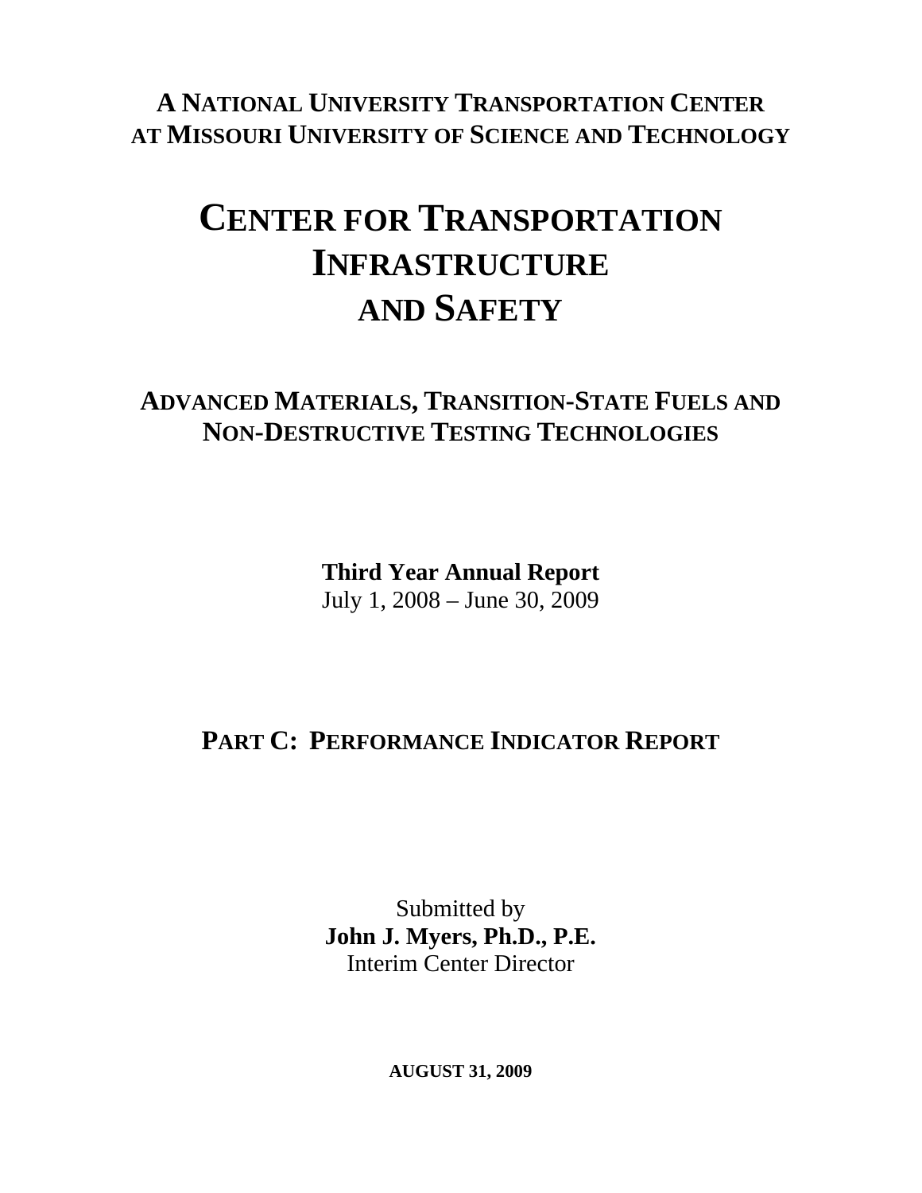**A NATIONAL UNIVERSITY TRANSPORTATION CENTER**
**AT MISSOURI UNIVERSITY OF SCIENCE AND TECHNOLOGY**

# CENTER FOR TRANSPORTATION INFRASTRUCTURE AND SAFETY

## ADVANCED MATERIALS, TRANSITION-STATE FUELS AND NON-DESTRUCTIVE TESTING TECHNOLOGIES

**Third Year Annual Report**
July 1, 2008 – June 30, 2009

## PART C: PERFORMANCE INDICATOR REPORT

Submitted by
**John J. Myers, Ph.D., P.E.**
Interim Center Director

**AUGUST 31, 2009**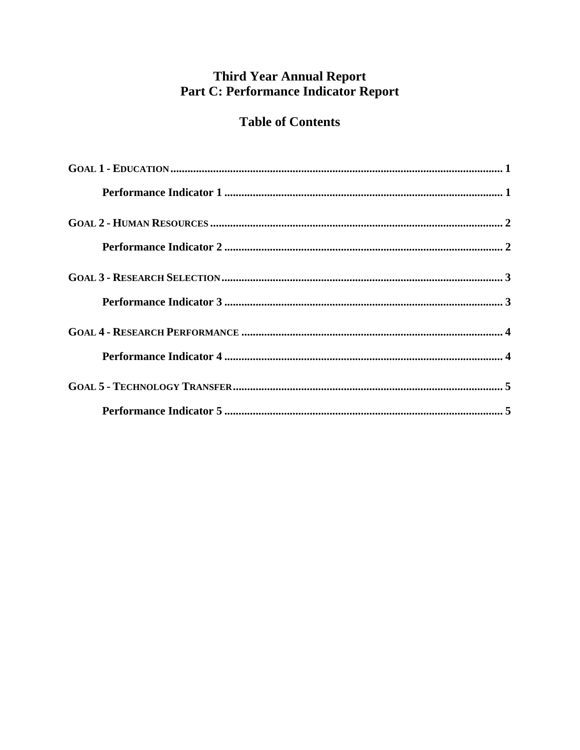# Third Year Annual Report
# Part C: Performance Indicator Report

## Table of Contents

**GOAL 1 - EDUCATION** .......... 1

  **Performance Indicator 1** .......... 1

**GOAL 2 - HUMAN RESOURCES** .......... 2

  **Performance Indicator 2** .......... 2

**GOAL 3 - RESEARCH SELECTION** .......... 3

  **Performance Indicator 3** .......... 3

**GOAL 4 - RESEARCH PERFORMANCE** .......... 4

  **Performance Indicator 4** .......... 4

**GOAL 5 - TECHNOLOGY TRANSFER** .......... 5

  **Performance Indicator 5** .......... 5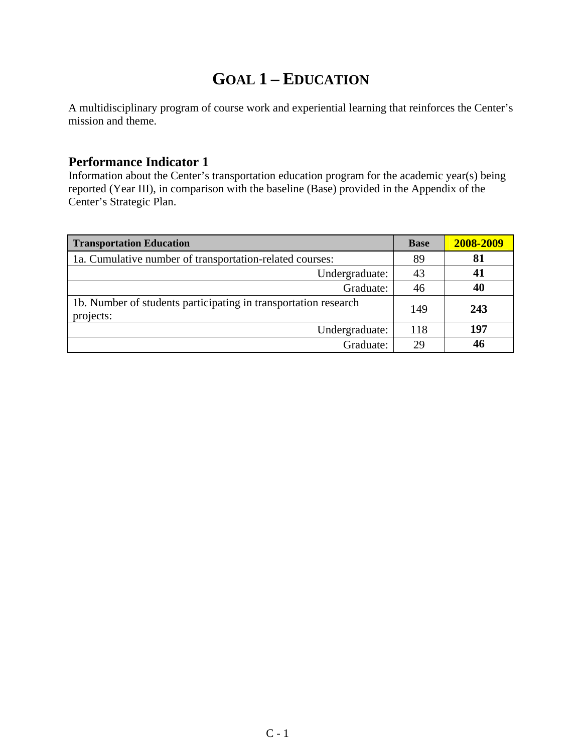# GOAL 1 – EDUCATION

A multidisciplinary program of course work and experiential learning that reinforces the Center's mission and theme.

## Performance Indicator 1

Information about the Center's transportation education program for the academic year(s) being reported (Year III), in comparison with the baseline (Base) provided in the Appendix of the Center's Strategic Plan.

| Transportation Education | Base | 2008-2009 |
|---|---|---|
| 1a. Cumulative number of transportation-related courses: | 89 | **81** |
| Undergraduate: | 43 | **41** |
| Graduate: | 46 | **40** |
| 1b. Number of students participating in transportation research projects: | 149 | **243** |
| Undergraduate: | 118 | **197** |
| Graduate: | 29 | **46** |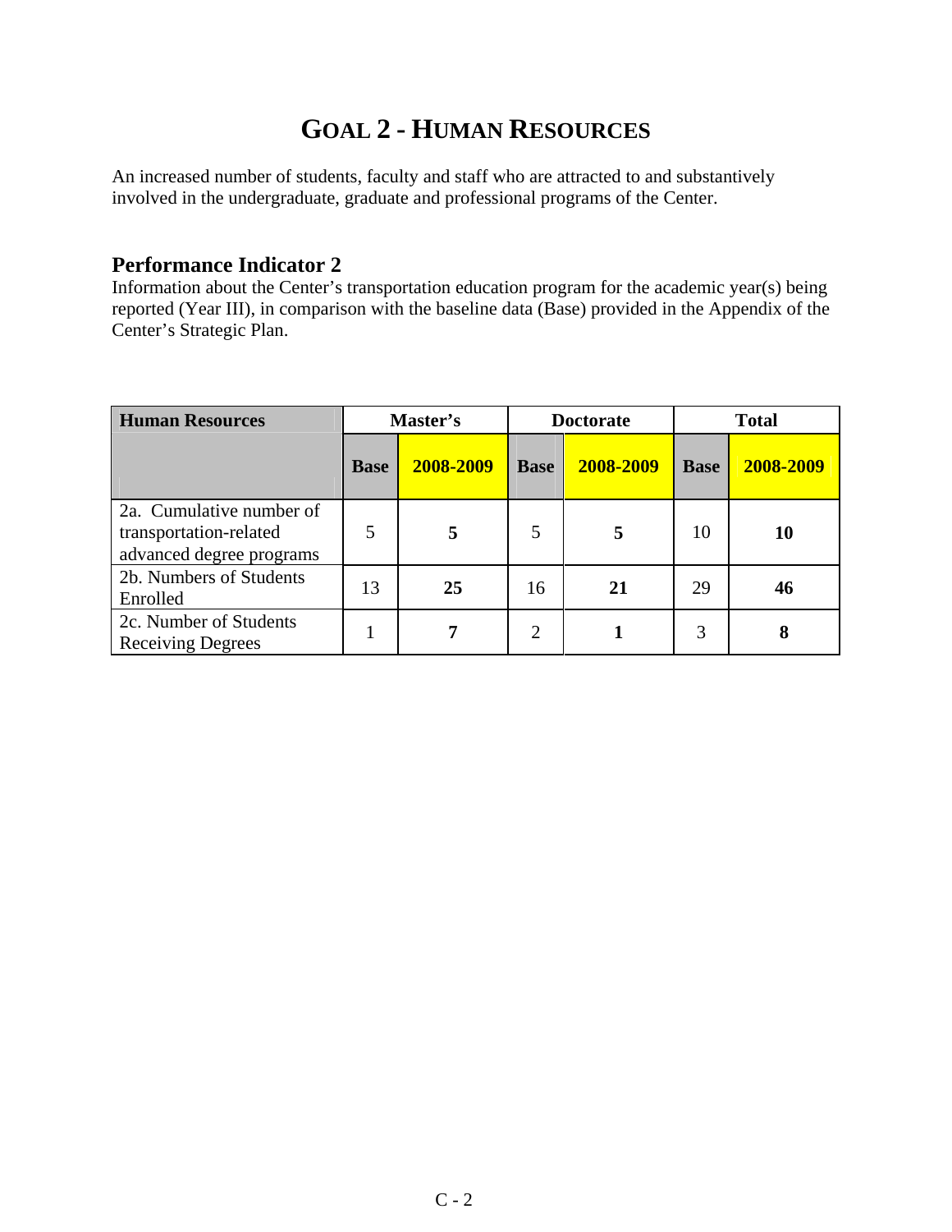# GOAL 2 - HUMAN RESOURCES

An increased number of students, faculty and staff who are attracted to and substantively involved in the undergraduate, graduate and professional programs of the Center.

## Performance Indicator 2

Information about the Center's transportation education program for the academic year(s) being reported (Year III), in comparison with the baseline data (Base) provided in the Appendix of the Center's Strategic Plan.

| Human Resources | Master's | | Doctorate | | Total | |
|---|---|---|---|---|---|---|
| | **Base** | **2008-2009** | **Base** | **2008-2009** | **Base** | **2008-2009** |
| 2a. Cumulative number of transportation-related advanced degree programs | 5 | **5** | 5 | **5** | 10 | **10** |
| 2b. Numbers of Students Enrolled | 13 | **25** | 16 | **21** | 29 | **46** |
| 2c. Number of Students Receiving Degrees | 1 | **7** | 2 | **1** | 3 | **8** |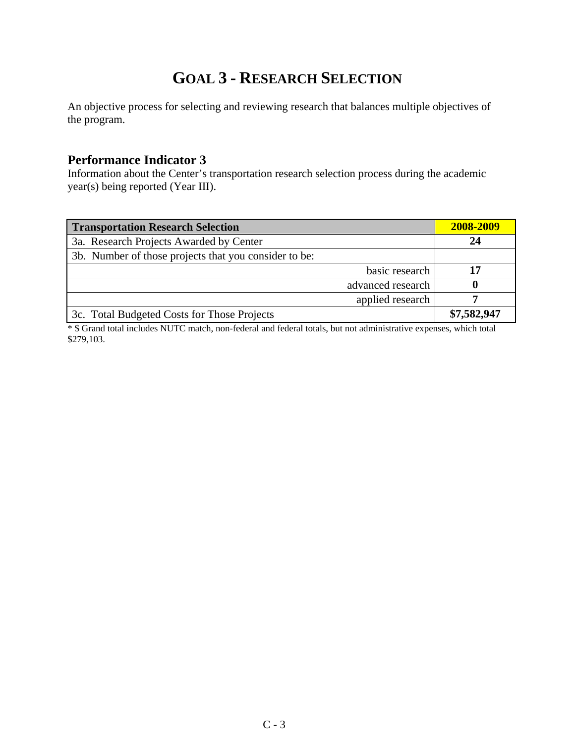# GOAL 3 - RESEARCH SELECTION

An objective process for selecting and reviewing research that balances multiple objectives of the program.

## Performance Indicator 3

Information about the Center's transportation research selection process during the academic year(s) being reported (Year III).

| Transportation Research Selection | 2008-2009 |
|---|---|
| 3a. Research Projects Awarded by Center | **24** |
| 3b. Number of those projects that you consider to be: | |
| basic research | **17** |
| advanced research | **0** |
| applied research | **7** |
| 3c. Total Budgeted Costs for Those Projects | **$7,582,947** |

* $ Grand total includes NUTC match, non-federal and federal totals, but not administrative expenses, which total $279,103.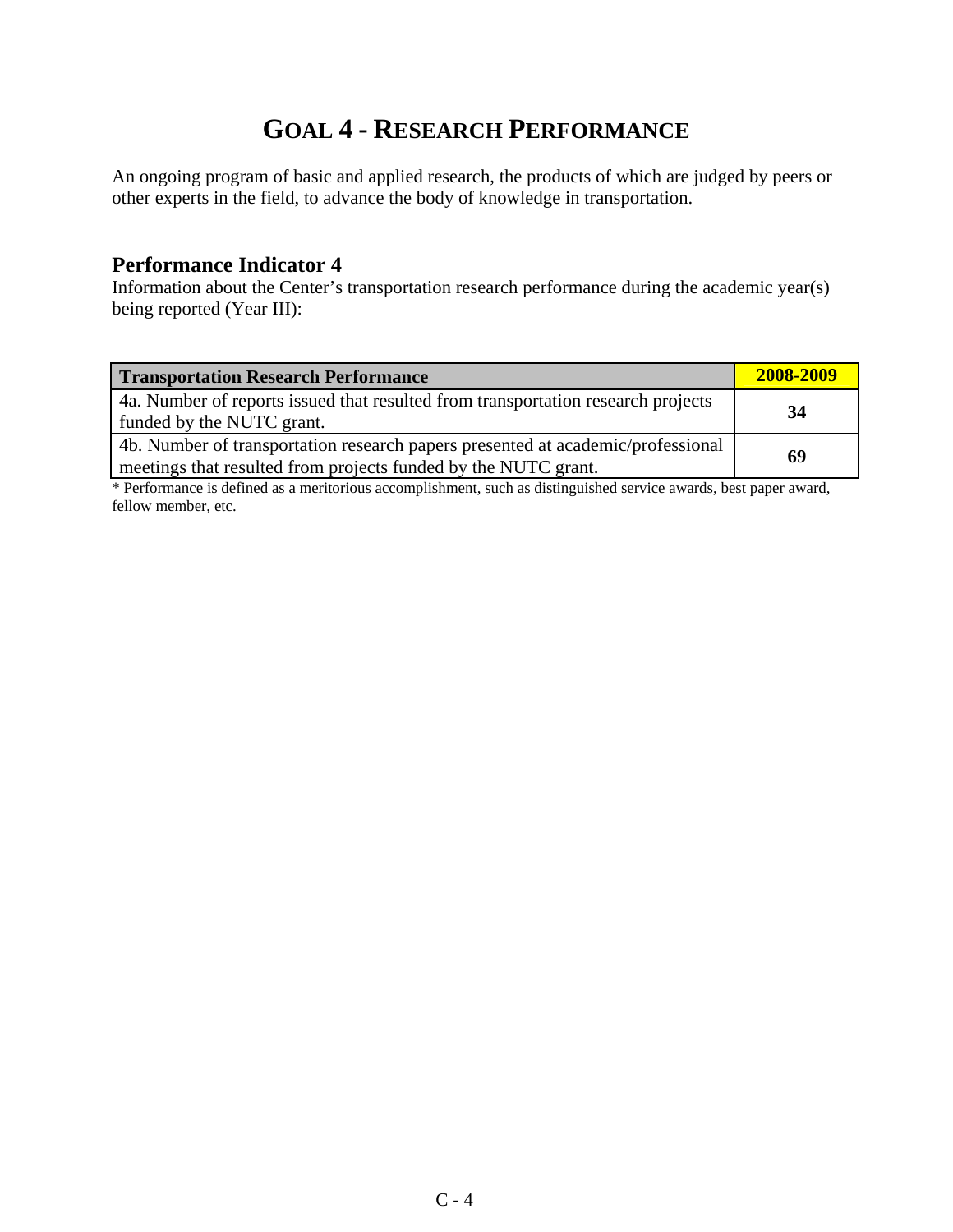# GOAL 4 - RESEARCH PERFORMANCE

An ongoing program of basic and applied research, the products of which are judged by peers or other experts in the field, to advance the body of knowledge in transportation.

## Performance Indicator 4

Information about the Center's transportation research performance during the academic year(s) being reported (Year III):

| Transportation Research Performance | 2008-2009 |
|---|---|
| 4a. Number of reports issued that resulted from transportation research projects funded by the NUTC grant. | **34** |
| 4b. Number of transportation research papers presented at academic/professional meetings that resulted from projects funded by the NUTC grant. | **69** |

* Performance is defined as a meritorious accomplishment, such as distinguished service awards, best paper award, fellow member, etc.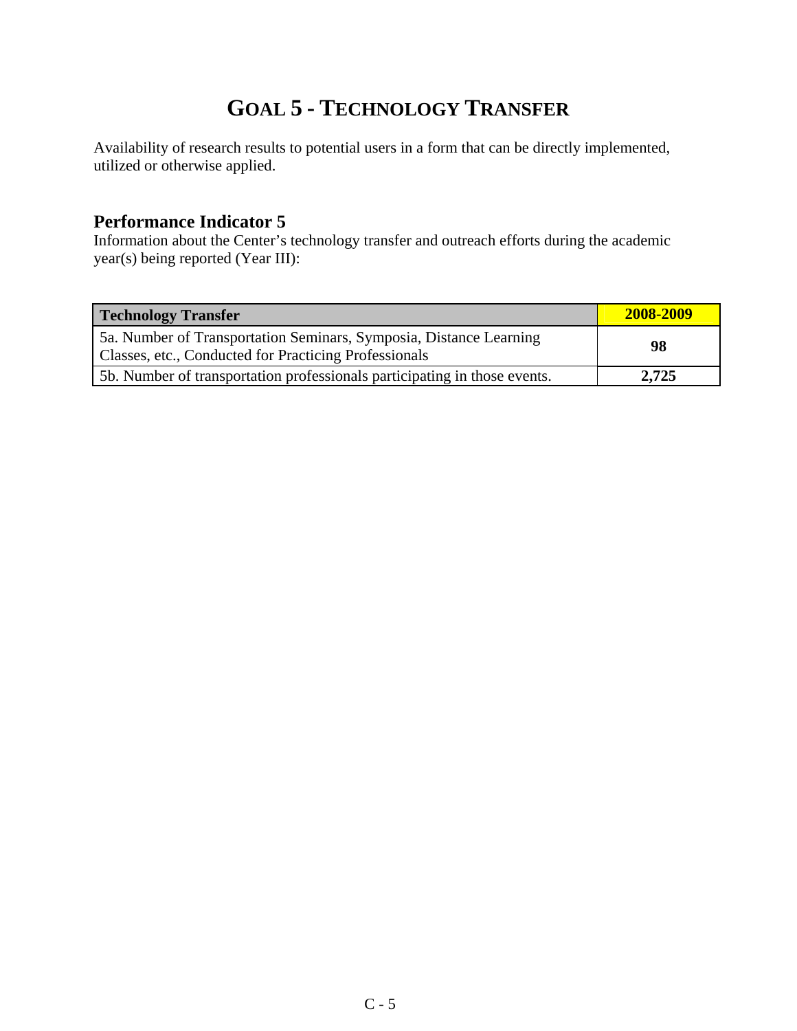# GOAL 5 - TECHNOLOGY TRANSFER

Availability of research results to potential users in a form that can be directly implemented, utilized or otherwise applied.

## Performance Indicator 5

Information about the Center's technology transfer and outreach efforts during the academic year(s) being reported (Year III):

| Technology Transfer | 2008-2009 |
|---|---|
| 5a. Number of Transportation Seminars, Symposia, Distance Learning Classes, etc., Conducted for Practicing Professionals | 98 |
| 5b. Number of transportation professionals participating in those events. | 2,725 |